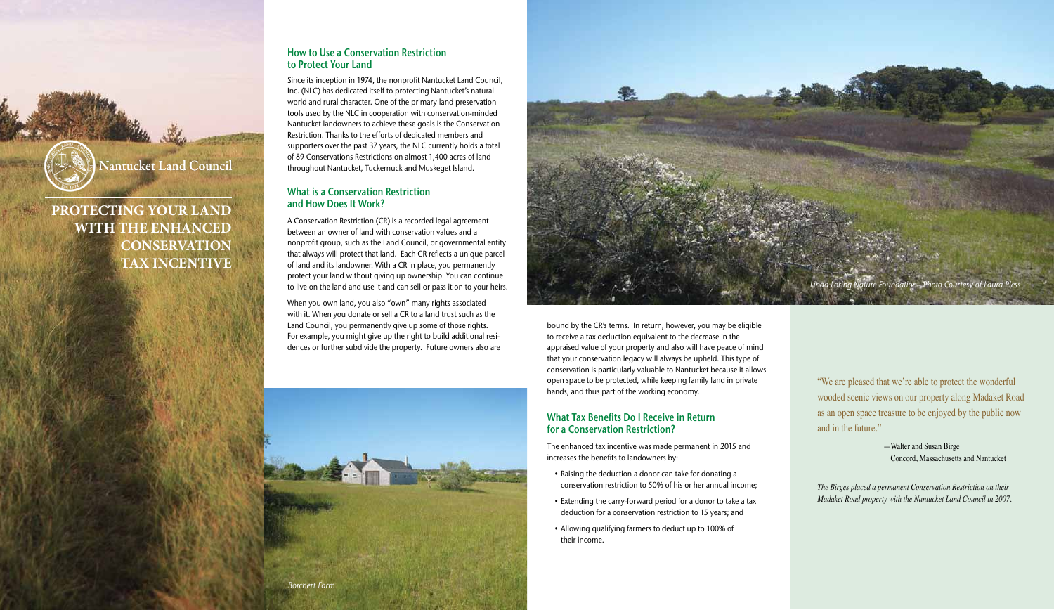Nantucket Land Council

# PROTECTING YOUR LAND WITH THE ENHANCED CONSERVATION TAX INCENTIVE

## How to Use a Conservation Restriction to Protect Your Land

Since its inception in 1974, the nonprofit Nantucket Land Council, Inc. (NLC) has dedicated itself to protecting Nantucket's natural world and rural character. One of the primary land preservation tools used by the NLC in cooperation with conservation-minded Nantucket landowners to achieve these goals is the Conservation Restriction. Thanks to the efforts of dedicated members and supporters over the past 37 years, the NLC currently holds a total of 89 Conservations Restrictions on almost 1,400 acres of land throughout Nantucket, Tuckernuck and Muskeget Island.

## What is a Conservation Restriction and How Does It Work?

A Conservation Restriction (CR) is a recorded legal agreement between an owner of land with conservation values and a nonprofit group, such as the Land Council, or governmental entity that always will protect that land. Each CR reflects a unique parcel of land and its landowner. With a CR in place, you permanently protect your land without giving up ownership. You can continue to live on the land and use it and can sell or pass it on to your heirs.

When you own land, you also "own" many rights associated with it. When you donate or sell a CR to a land trust such as the Land Council, you permanently give up some of those rights. For example, you might give up the right to build additional residences or further subdivide the property. Future owners also are bound by the CR's terms. In return, however, you may be eligible to receive a tax deduction equivalent to the decrease in the appraised value of your property and also will have peace of mind that your conservation legacy will always be upheld. This type of conservation is particularly valuable to Nantucket because it allows open space to be protected, while keeping family land in private hands, and thus part of the working economy.

*Borchert Farm*

*Linda Loring Nature Foundation – Photo Courtesy of Laura Pless*

## What Tax Benefits Do I Receive in Return for a Conservation Restriction?

The enhanced tax incentive was made permanent in 2015 and increases the benefits to landowners by:

- Raising the deduction a donor can take for donating a conservation restriction to 50% of his or her annual income;
- Extending the carry-forward period for a donor to take a tax deduction for a conservation restriction to 15 years; and
- Allowing qualifying farmers to deduct up to 100% of their income.

"We are pleased that we're able to protect the wonderful wooded scenic views on our property along Madaket Road as an open space treasure to be enjoyed by the public now and in the future."

—Walter and Susan Birge
Concord, Massachusetts and Nantucket

*The Birges placed a permanent Conservation Restriction on their Madaket Road property with the Nantucket Land Council in 2007.*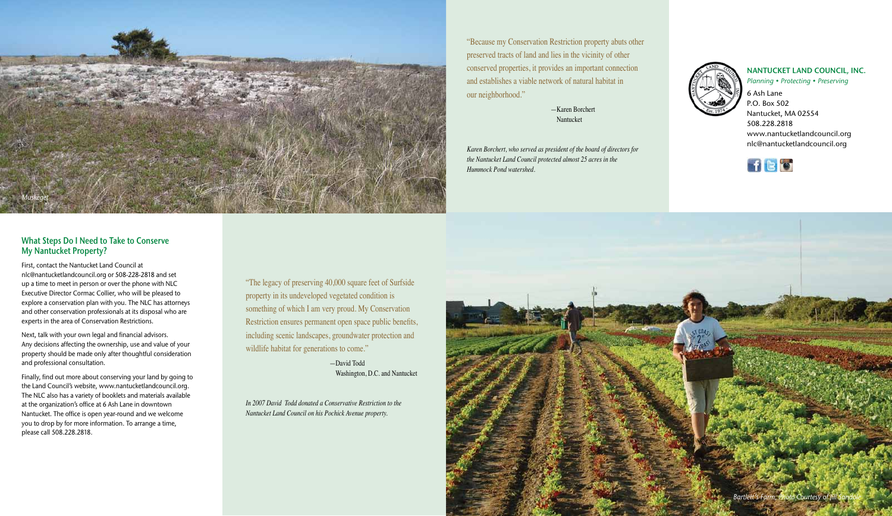*Muskeget*

"Because my Conservation Restriction property abuts other preserved tracts of land and lies in the vicinity of other conserved properties, it provides an important connection and establishes a viable network of natural habitat in our neighborhood."

—Karen Borchert
Nantucket

*Karen Borchert, who served as president of the board of directors for the Nantucket Land Council protected almost 25 acres in the Hummock Pond watershed.*

**NANTUCKET LAND COUNCIL, INC.**
*Planning • Protecting • Preserving*

6 Ash Lane
P.O. Box 502
Nantucket, MA 02554
508.228.2818
www.nantucketlandcouncil.org
nlc@nantucketlandcouncil.org

## What Steps Do I Need to Take to Conserve My Nantucket Property?

First, contact the Nantucket Land Council at nlc@nantucketlandcouncil.org or 508-228-2818 and set up a time to meet in person or over the phone with NLC Executive Director Cormac Collier, who will be pleased to explore a conservation plan with you. The NLC has attorneys and other conservation professionals at its disposal who are experts in the area of Conservation Restrictions.

Next, talk with your own legal and financial advisors. Any decisions affecting the ownership, use and value of your property should be made only after thoughtful consideration and professional consultation.

Finally, find out more about conserving your land by going to the Land Council's website, www.nantucketlandcouncil.org. The NLC also has a variety of booklets and materials available at the organization's office at 6 Ash Lane in downtown Nantucket. The office is open year-round and we welcome you to drop by for more information. To arrange a time, please call 508.228.2818.

"The legacy of preserving 40,000 square feet of Surfside property in its undeveloped vegetated condition is something of which I am very proud. My Conservation Restriction ensures permanent open space public benefits, including scenic landscapes, groundwater protection and wildlife habitat for generations to come."

—David Todd
Washington, D.C. and Nantucket

*In 2007 David Todd donated a Conservative Restriction to the Nantucket Land Council on his Pochick Avenue property.*

*Bartlett's Farm, Photo Courtesy of Jill Sandole*